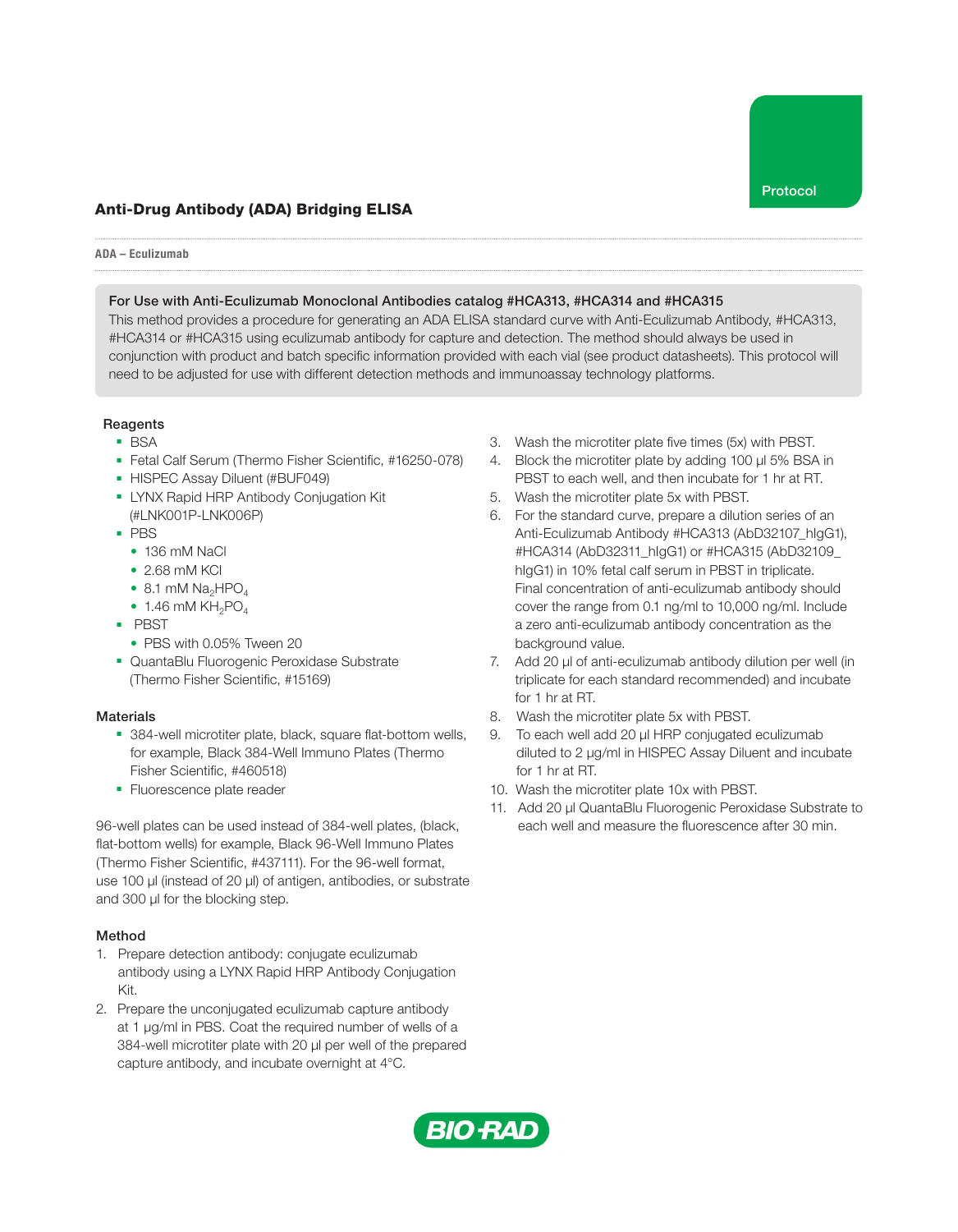Protocol

# Anti-Drug Antibody (ADA) Bridging ELISA

**ADA – Eculizumab**

**For Use with Anti-Eculizumab Monoclonal Antibodies catalog #HCA313, #HCA314 and #HCA315**

This method provides a procedure for generating an ADA ELISA standard curve with Anti-Eculizumab Antibody, #HCA313, #HCA314 or #HCA315 using eculizumab antibody for capture and detection. The method should always be used in conjunction with product and batch specific information provided with each vial (see product datasheets). This protocol will need to be adjusted for use with different detection methods and immunoassay technology platforms.

## Reagents

- BSA
- Fetal Calf Serum (Thermo Fisher Scientific, #16250-078)
- HISPEC Assay Diluent (#BUF049)
- LYNX Rapid HRP Antibody Conjugation Kit (#LNK001P-LNK006P)
- PBS
  - 136 mM NaCl
  - 2.68 mM KCl
  - 8.1 mM $Na_2HPO_4$
  - 1.46 mM $KH_2PO_4$
- PBST
  - PBS with 0.05% Tween 20
- QuantaBlu Fluorogenic Peroxidase Substrate (Thermo Fisher Scientific, #15169)

## Materials

- 384-well microtiter plate, black, square flat-bottom wells, for example, Black 384-Well Immuno Plates (Thermo Fisher Scientific, #460518)
- Fluorescence plate reader

96-well plates can be used instead of 384-well plates, (black, flat-bottom wells) for example, Black 96-Well Immuno Plates (Thermo Fisher Scientific, #437111). For the 96-well format, use 100 µl (instead of 20 µl) of antigen, antibodies, or substrate and 300 µl for the blocking step.

## Method

1. Prepare detection antibody: conjugate eculizumab antibody using a LYNX Rapid HRP Antibody Conjugation Kit.
2. Prepare the unconjugated eculizumab capture antibody at 1 µg/ml in PBS. Coat the required number of wells of a 384-well microtiter plate with 20 µl per well of the prepared capture antibody, and incubate overnight at 4°C.
3. Wash the microtiter plate five times (5x) with PBST.
4. Block the microtiter plate by adding 100 µl 5% BSA in PBST to each well, and then incubate for 1 hr at RT.
5. Wash the microtiter plate 5x with PBST.
6. For the standard curve, prepare a dilution series of an Anti-Eculizumab Antibody #HCA313 (AbD32107_hIgG1), #HCA314 (AbD32311_hIgG1) or #HCA315 (AbD32109_hIgG1) in 10% fetal calf serum in PBST in triplicate. Final concentration of anti-eculizumab antibody should cover the range from 0.1 ng/ml to 10,000 ng/ml. Include a zero anti-eculizumab antibody concentration as the background value.
7. Add 20 µl of anti-eculizumab antibody dilution per well (in triplicate for each standard recommended) and incubate for 1 hr at RT.
8. Wash the microtiter plate 5x with PBST.
9. To each well add 20 µl HRP conjugated eculizumab diluted to 2 µg/ml in HISPEC Assay Diluent and incubate for 1 hr at RT.
10. Wash the microtiter plate 10x with PBST.
11. Add 20 µl QuantaBlu Fluorogenic Peroxidase Substrate to each well and measure the fluorescence after 30 min.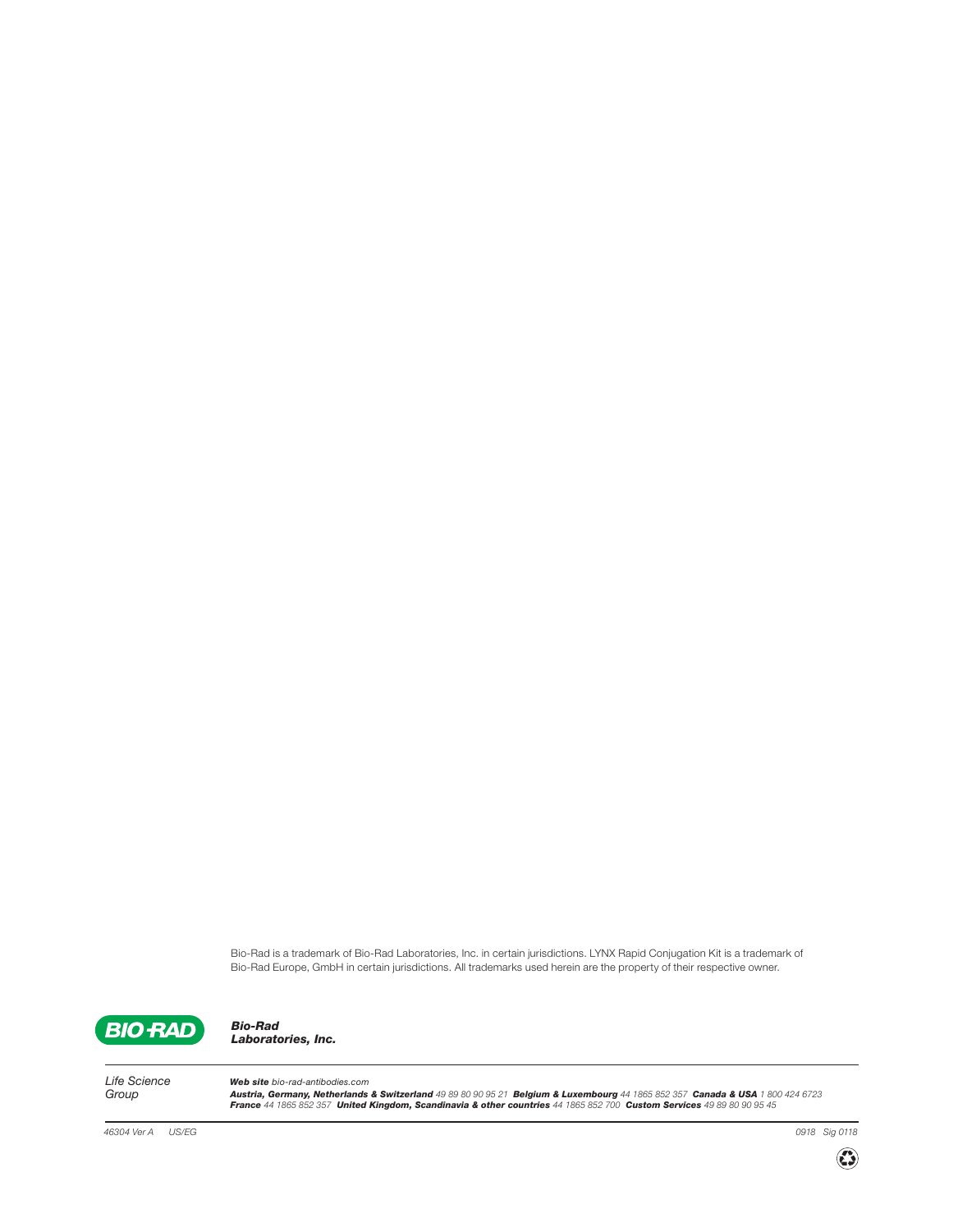Bio-Rad is a trademark of Bio-Rad Laboratories, Inc. in certain jurisdictions. LYNX Rapid Conjugation Kit is a trademark of Bio-Rad Europe, GmbH in certain jurisdictions. All trademarks used herein are the property of their respective owner.

BIO-RAD

***Bio-Rad Laboratories, Inc.***

*Life Science Group*

***Web site*** *bio-rad-antibodies.com*
***Austria, Germany, Netherlands & Switzerland*** *49 89 80 90 95 21* ***Belgium & Luxembourg*** *44 1865 852 357* ***Canada & USA*** *1 800 424 6723* ***France*** *44 1865 852 357* ***United Kingdom, Scandinavia & other countries*** *44 1865 852 700* ***Custom Services*** *49 89 80 90 95 45*

*46304 Ver A US/EG* *0918 Sig 0118*